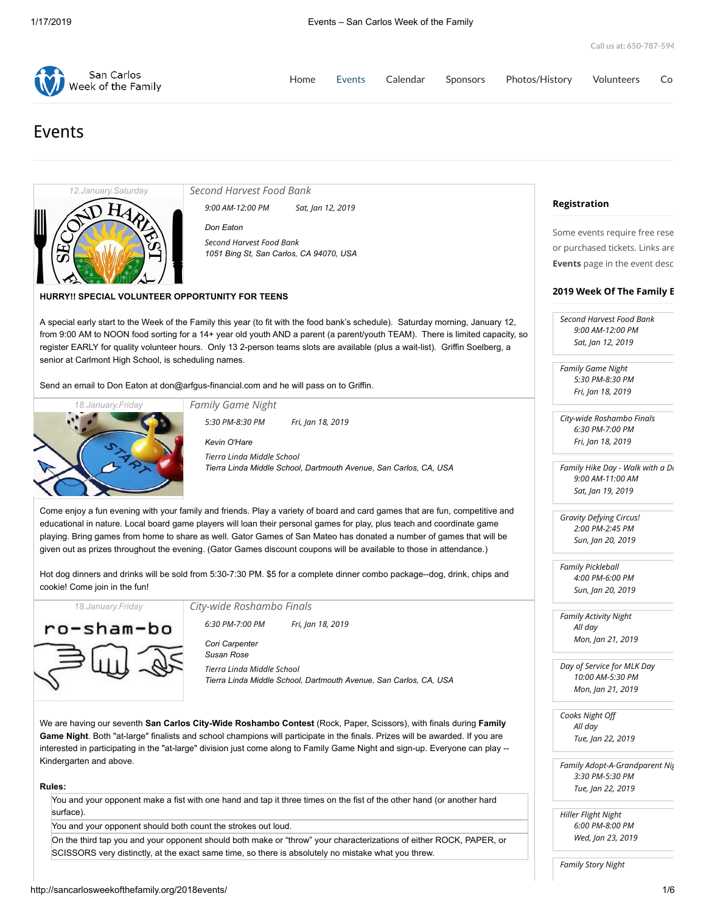Call us at: 650-787-594

San Carlos Week of the Family

Home | Events | Calendar | Sponsors | Photos/History | Volunteers | Co

# Events

12.January.Saturday

## Second Harvest Food Bank

*9:00 AM-12:00 PM* *Sat, Jan 12, 2019*

*Don Eaton*

*Second Harvest Food Bank*
*1051 Bing St, San Carlos, CA 94070, USA*

**HURRY!! SPECIAL VOLUNTEER OPPORTUNITY FOR TEENS**

A special early start to the Week of the Family this year (to fit with the food bank's schedule). Saturday morning, January 12, from 9:00 AM to NOON food sorting for a 14+ year old youth AND a parent (a parent/youth TEAM). There is limited capacity, so register EARLY for quality volunteer hours. Only 13 2-person teams slots are available (plus a wait-list). Griffin Soelberg, a senior at Carlmont High School, is scheduling names.

Send an email to Don Eaton at don@arfgus-financial.com and he will pass on to Griffin.

18.January.Friday

## Family Game Night

*5:30 PM-8:30 PM* *Fri, Jan 18, 2019*

*Kevin O'Hare*

*Tierra Linda Middle School*
*Tierra Linda Middle School, Dartmouth Avenue, San Carlos, CA, USA*

Come enjoy a fun evening with your family and friends. Play a variety of board and card games that are fun, competitive and educational in nature. Local board game players will loan their personal games for play, plus teach and coordinate game playing. Bring games from home to share as well. Gator Games of San Mateo has donated a number of games that will be given out as prizes throughout the evening. (Gator Games discount coupons will be available to those in attendance.)

Hot dog dinners and drinks will be sold from 5:30-7:30 PM. $5 for a complete dinner combo package--dog, drink, chips and cookie! Come join in the fun!

18.January.Friday

## City-wide Roshambo Finals

*6:30 PM-7:00 PM* *Fri, Jan 18, 2019*

*Cori Carpenter*
*Susan Rose*

*Tierra Linda Middle School*
*Tierra Linda Middle School, Dartmouth Avenue, San Carlos, CA, USA*

We are having our seventh **San Carlos City-Wide Roshambo Contest** (Rock, Paper, Scissors), with finals during **Family Game Night**. Both "at-large" finalists and school champions will participate in the finals. Prizes will be awarded. If you are interested in participating in the "at-large" division just come along to Family Game Night and sign-up. Everyone can play -- Kindergarten and above.

**Rules:**

- You and your opponent make a fist with one hand and tap it three times on the fist of the other hand (or another hard surface).
- You and your opponent should both count the strokes out loud.
- On the third tap you and your opponent should both make or "throw" your characterizations of either ROCK, PAPER, or SCISSORS very distinctly, at the exact same time, so there is absolutely no mistake what you threw.

## Registration

Some events require free rese or purchased tickets. Links are **Events** page in the event desc

## 2019 Week Of The Family E

*Second Harvest Food Bank*
*9:00 AM-12:00 PM*
*Sat, Jan 12, 2019*

*Family Game Night*
*5:30 PM-8:30 PM*
*Fri, Jan 18, 2019*

*City-wide Roshambo Finals*
*6:30 PM-7:00 PM*
*Fri, Jan 18, 2019*

*Family Hike Day - Walk with a Do*
*9:00 AM-11:00 AM*
*Sat, Jan 19, 2019*

*Gravity Defying Circus!*
*2:00 PM-2:45 PM*
*Sun, Jan 20, 2019*

*Family Pickleball*
*4:00 PM-6:00 PM*
*Sun, Jan 20, 2019*

*Family Activity Night*
*All day*
*Mon, Jan 21, 2019*

*Day of Service for MLK Day*
*10:00 AM-5:30 PM*
*Mon, Jan 21, 2019*

*Cooks Night Off*
*All day*
*Tue, Jan 22, 2019*

*Family Adopt-A-Grandparent Nig*
*3:30 PM-5:30 PM*
*Tue, Jan 22, 2019*

*Hiller Flight Night*
*6:00 PM-8:00 PM*
*Wed, Jan 23, 2019*

*Family Story Night*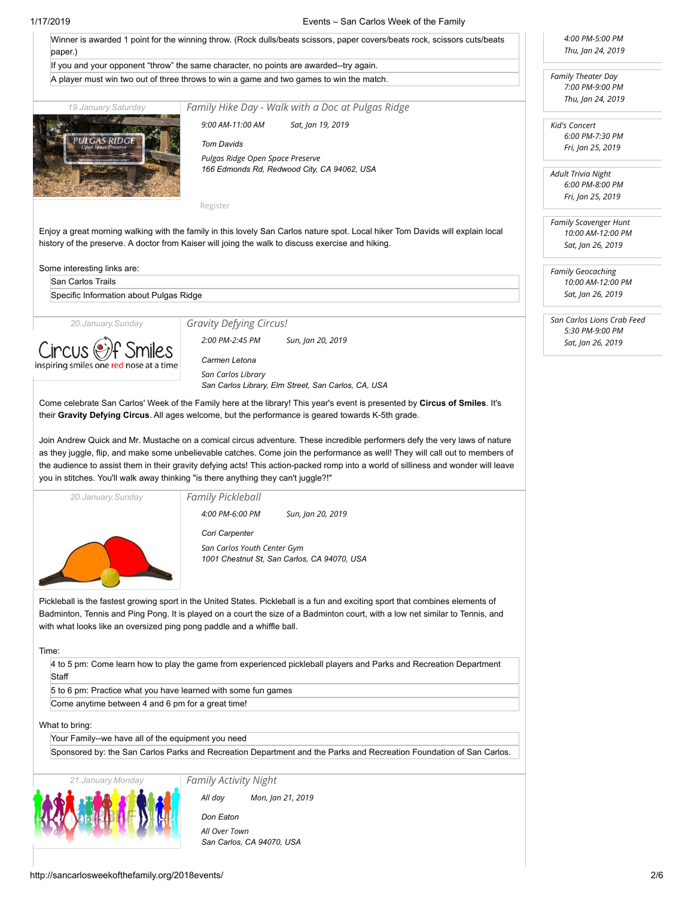Winner is awarded 1 point for the winning throw. (Rock dulls/beats scissors, paper covers/beats rock, scissors cuts/beats paper.)

If you and your opponent "throw" the same character, no points are awarded--try again.

A player must win two out of three throws to win a game and two games to win the match.

19.January.Saturday

### Family Hike Day - Walk with a Doc at Pulgas Ridge

*9:00 AM-11:00 AM* *Sat, Jan 19, 2019*

*Tom Davids*

*Pulgas Ridge Open Space Preserve*
*166 Edmonds Rd, Redwood City, CA 94062, USA*

Register

Enjoy a great morning walking with the family in this lovely San Carlos nature spot. Local hiker Tom Davids will explain local history of the preserve. A doctor from Kaiser will joing the walk to discuss exercise and hiking.

Some interesting links are:

- San Carlos Trails
- Specific Information about Pulgas Ridge

20.January.Sunday

### Gravity Defying Circus!

*2:00 PM-2:45 PM* *Sun, Jan 20, 2019*

*Carmen Letona*

*San Carlos Library*
*San Carlos Library, Elm Street, San Carlos, CA, USA*

Come celebrate San Carlos' Week of the Family here at the library! This year's event is presented by **Circus of Smiles**. It's their **Gravity Defying Circus**. All ages welcome, but the performance is geared towards K-5th grade.

Join Andrew Quick and Mr. Mustache on a comical circus adventure. These incredible performers defy the very laws of nature as they juggle, flip, and make some unbelievable catches. Come join the performance as well! They will call out to members of the audience to assist them in their gravity defying acts! This action-packed romp into a world of silliness and wonder will leave you in stitches. You'll walk away thinking "is there anything they can't juggle?!"

20.January.Sunday

### Family Pickleball

*4:00 PM-6:00 PM* *Sun, Jan 20, 2019*

*Cori Carpenter*

*San Carlos Youth Center Gym*
*1001 Chestnut St, San Carlos, CA 94070, USA*

Pickleball is the fastest growing sport in the United States. Pickleball is a fun and exciting sport that combines elements of Badminton, Tennis and Ping Pong. It is played on a court the size of a Badminton court, with a low net similar to Tennis, and with what looks like an oversized ping pong paddle and a whiffle ball.

Time:

- 4 to 5 pm: Come learn how to play the game from experienced pickleball players and Parks and Recreation Department Staff
- 5 to 6 pm: Practice what you have learned with some fun games
- Come anytime between 4 and 6 pm for a great time!

What to bring:

- Your Family--we have all of the equipment you need
- Sponsored by: the San Carlos Parks and Recreation Department and the Parks and Recreation Foundation of San Carlos.

21.January.Monday

### Family Activity Night

*All day* *Mon, Jan 21, 2019*

*Don Eaton*

*All Over Town*
*San Carlos, CA 94070, USA*

---

*4:00 PM-5:00 PM*
*Thu, Jan 24, 2019*

*Family Theater Day*
*7:00 PM-9:00 PM*
*Thu, Jan 24, 2019*

*Kid's Concert*
*6:00 PM-7:30 PM*
*Fri, Jan 25, 2019*

*Adult Trivia Night*
*6:00 PM-8:00 PM*
*Fri, Jan 25, 2019*

*Family Scavenger Hunt*
*10:00 AM-12:00 PM*
*Sat, Jan 26, 2019*

*Family Geocaching*
*10:00 AM-12:00 PM*
*Sat, Jan 26, 2019*

*San Carlos Lions Crab Feed*
*5:30 PM-9:00 PM*
*Sat, Jan 26, 2019*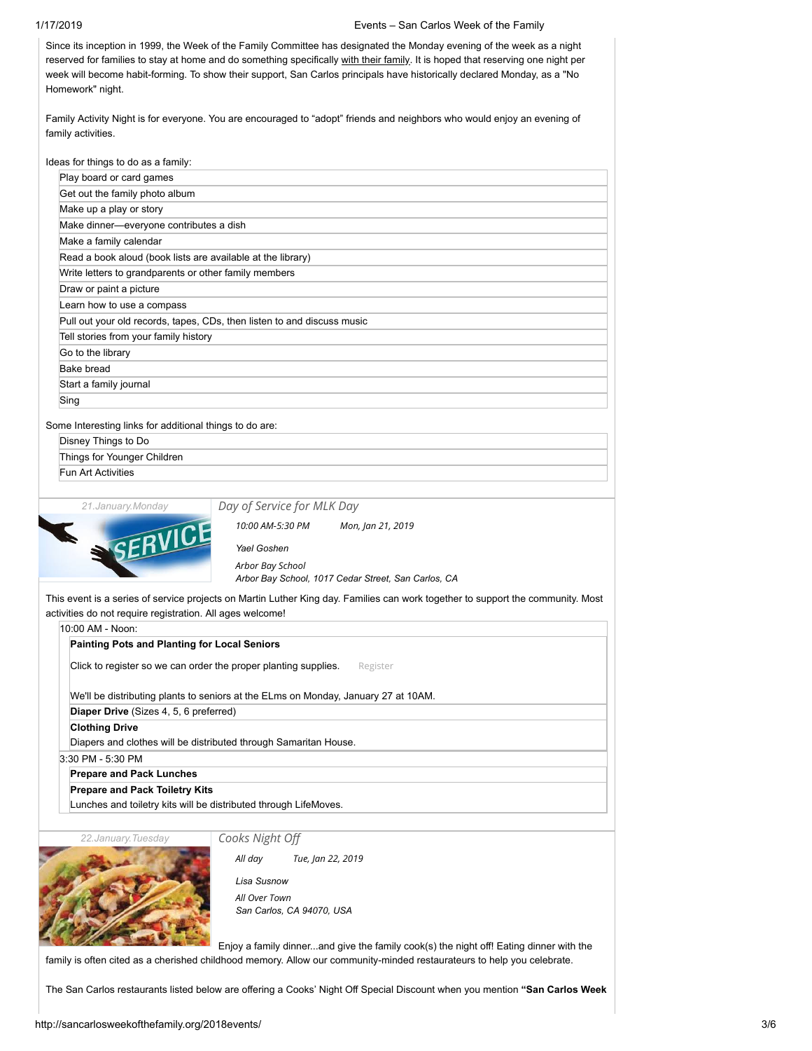Since its inception in 1999, the Week of the Family Committee has designated the Monday evening of the week as a night reserved for families to stay at home and do something specifically with their family. It is hoped that reserving one night per week will become habit-forming. To show their support, San Carlos principals have historically declared Monday, as a "No Homework" night.

Family Activity Night is for everyone. You are encouraged to "adopt" friends and neighbors who would enjoy an evening of family activities.

Ideas for things to do as a family:

- Play board or card games
- Get out the family photo album
- Make up a play or story
- Make dinner—everyone contributes a dish
- Make a family calendar
- Read a book aloud (book lists are available at the library)
- Write letters to grandparents or other family members
- Draw or paint a picture
- Learn how to use a compass
- Pull out your old records, tapes, CDs, then listen to and discuss music
- Tell stories from your family history
- Go to the library
- Bake bread
- Start a family journal
- Sing

Some Interesting links for additional things to do are:

- Disney Things to Do
- Things for Younger Children
- Fun Art Activities

*21.January.Monday*

## *Day of Service for MLK Day*

*10:00 AM-5:30 PM* *Mon, Jan 21, 2019*

*Yael Goshen*

*Arbor Bay School*
*Arbor Bay School, 1017 Cedar Street, San Carlos, CA*

This event is a series of service projects on Martin Luther King day. Families can work together to support the community. Most activities do not require registration. All ages welcome!

10:00 AM - Noon:

**Painting Pots and Planting for Local Seniors**

Click to register so we can order the proper planting supplies. Register

We'll be distributing plants to seniors at the ELms on Monday, January 27 at 10AM.

**Diaper Drive** (Sizes 4, 5, 6 preferred)

**Clothing Drive**

Diapers and clothes will be distributed through Samaritan House.

3:30 PM - 5:30 PM

**Prepare and Pack Lunches**

**Prepare and Pack Toiletry Kits**

Lunches and toiletry kits will be distributed through LifeMoves.

*22.January.Tuesday*

## *Cooks Night Off*

*All day* *Tue, Jan 22, 2019*

*Lisa Susnow*

*All Over Town*
*San Carlos, CA 94070, USA*

Enjoy a family dinner...and give the family cook(s) the night off! Eating dinner with the family is often cited as a cherished childhood memory. Allow our community-minded restaurateurs to help you celebrate.

The San Carlos restaurants listed below are offering a Cooks' Night Off Special Discount when you mention **"San Carlos Week**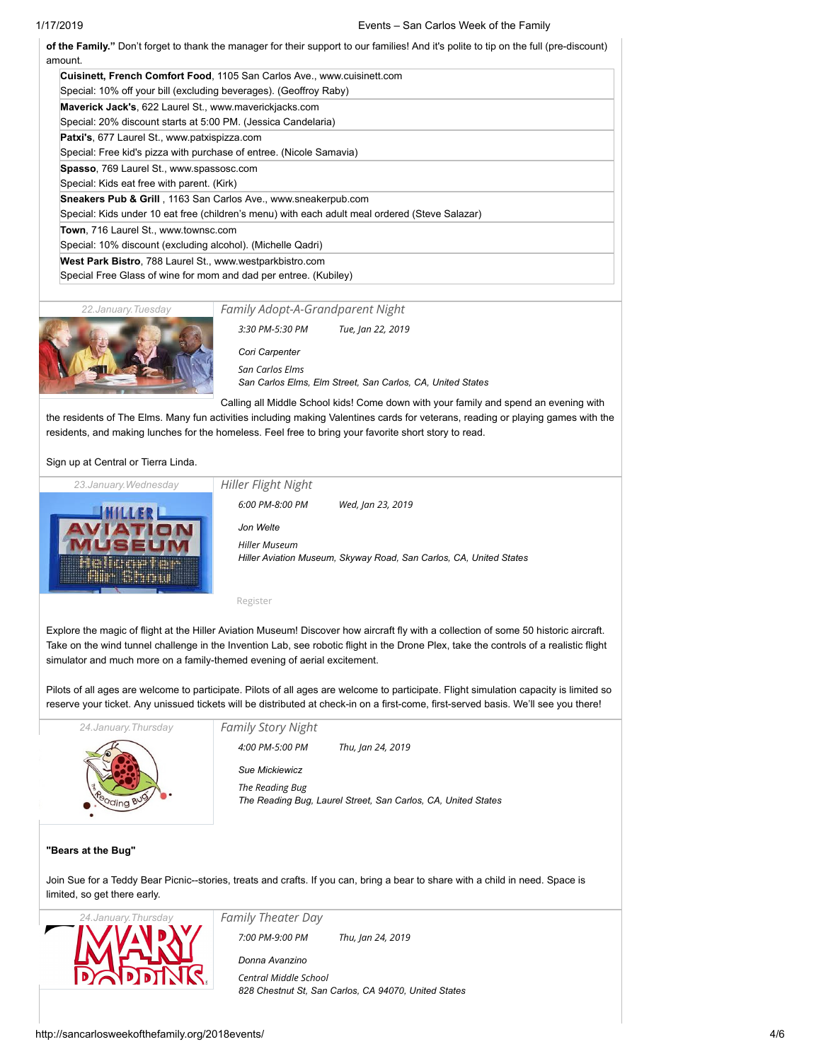**of the Family."** Don't forget to thank the manager for their support to our families! And it's polite to tip on the full (pre-discount) amount.

| |
|---|
| **Cuisinett, French Comfort Food**, 1105 San Carlos Ave., www.cuisinett.com<br>Special: 10% off your bill (excluding beverages). (Geoffroy Raby) |
| **Maverick Jack's**, 622 Laurel St., www.maverickjacks.com<br>Special: 20% discount starts at 5:00 PM. (Jessica Candelaria) |
| **Patxi's**, 677 Laurel St., www.patxispizza.com<br>Special: Free kid's pizza with purchase of entree. (Nicole Samavia) |
| **Spasso**, 769 Laurel St., www.spassosc.com<br>Special: Kids eat free with parent. (Kirk) |
| **Sneakers Pub & Grill**, 1163 San Carlos Ave., www.sneakerpub.com<br>Special: Kids under 10 eat free (children's menu) with each adult meal ordered (Steve Salazar) |
| **Town**, 716 Laurel St., www.townsc.com<br>Special: 10% discount (excluding alcohol). (Michelle Qadri) |
| **West Park Bistro**, 788 Laurel St., www.westparkbistro.com<br>Special Free Glass of wine for mom and dad per entree. (Kubiley) |

*22.January.Tuesday*

## *Family Adopt-A-Grandparent Night*

*3:30 PM-5:30 PM* *Tue, Jan 22, 2019*

*Cori Carpenter*

*San Carlos Elms*
*San Carlos Elms, Elm Street, San Carlos, CA, United States*

Calling all Middle School kids! Come down with your family and spend an evening with the residents of The Elms. Many fun activities including making Valentines cards for veterans, reading or playing games with the residents, and making lunches for the homeless. Feel free to bring your favorite short story to read.

Sign up at Central or Tierra Linda.

*23.January.Wednesday*

## *Hiller Flight Night*

*6:00 PM-8:00 PM* *Wed, Jan 23, 2019*

*Jon Welte*

*Hiller Museum*
*Hiller Aviation Museum, Skyway Road, San Carlos, CA, United States*

Register

Explore the magic of flight at the Hiller Aviation Museum! Discover how aircraft fly with a collection of some 50 historic aircraft. Take on the wind tunnel challenge in the Invention Lab, see robotic flight in the Drone Plex, take the controls of a realistic flight simulator and much more on a family-themed evening of aerial excitement.

Pilots of all ages are welcome to participate. Pilots of all ages are welcome to participate. Flight simulation capacity is limited so reserve your ticket. Any unissued tickets will be distributed at check-in on a first-come, first-served basis. We'll see you there!

*24.January.Thursday*

## *Family Story Night*

*4:00 PM-5:00 PM* *Thu, Jan 24, 2019*

*Sue Mickiewicz*

*The Reading Bug*
*The Reading Bug, Laurel Street, San Carlos, CA, United States*

**"Bears at the Bug"**

Join Sue for a Teddy Bear Picnic--stories, treats and crafts. If you can, bring a bear to share with a child in need. Space is limited, so get there early.

*24.January.Thursday*

## *Family Theater Day*

*7:00 PM-9:00 PM* *Thu, Jan 24, 2019*

*Donna Avanzino*

*Central Middle School*
*828 Chestnut St, San Carlos, CA 94070, United States*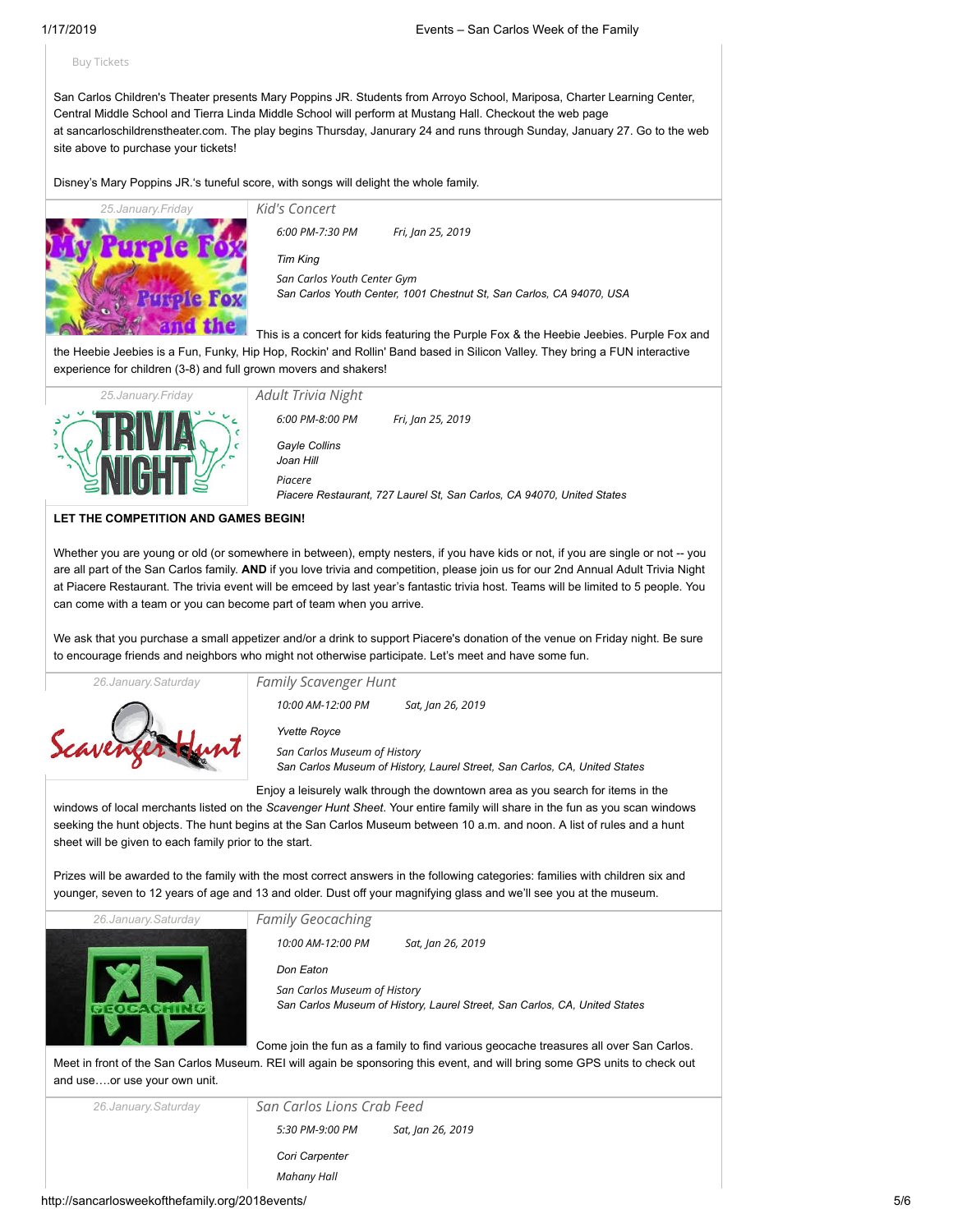Buy Tickets

San Carlos Children's Theater presents Mary Poppins JR. Students from Arroyo School, Mariposa, Charter Learning Center, Central Middle School and Tierra Linda Middle School will perform at Mustang Hall. Checkout the web page at sancarloschildrenstheater.com. The play begins Thursday, Janurary 24 and runs through Sunday, January 27. Go to the web site above to purchase your tickets!

Disney's Mary Poppins JR.'s tuneful score, with songs will delight the whole family.

25.January.Friday

### Kid's Concert

*6:00 PM-7:30 PM* *Fri, Jan 25, 2019*

*Tim King*

*San Carlos Youth Center Gym*
*San Carlos Youth Center, 1001 Chestnut St, San Carlos, CA 94070, USA*

This is a concert for kids featuring the Purple Fox & the Heebie Jeebies. Purple Fox and the Heebie Jeebies is a Fun, Funky, Hip Hop, Rockin' and Rollin' Band based in Silicon Valley. They bring a FUN interactive experience for children (3-8) and full grown movers and shakers!

25.January.Friday

### Adult Trivia Night

*6:00 PM-8:00 PM* *Fri, Jan 25, 2019*

*Gayle Collins*
*Joan Hill*

*Piacere*
*Piacere Restaurant, 727 Laurel St, San Carlos, CA 94070, United States*

**LET THE COMPETITION AND GAMES BEGIN!**

Whether you are young or old (or somewhere in between), empty nesters, if you have kids or not, if you are single or not -- you are all part of the San Carlos family. **AND** if you love trivia and competition, please join us for our 2nd Annual Adult Trivia Night at Piacere Restaurant. The trivia event will be emceed by last year's fantastic trivia host. Teams will be limited to 5 people. You can come with a team or you can become part of team when you arrive.

We ask that you purchase a small appetizer and/or a drink to support Piacere's donation of the venue on Friday night. Be sure to encourage friends and neighbors who might not otherwise participate. Let's meet and have some fun.

26.January.Saturday

### Family Scavenger Hunt

*10:00 AM-12:00 PM* *Sat, Jan 26, 2019*

*Yvette Royce*

*San Carlos Museum of History*
*San Carlos Museum of History, Laurel Street, San Carlos, CA, United States*

Enjoy a leisurely walk through the downtown area as you search for items in the windows of local merchants listed on the *Scavenger Hunt Sheet*. Your entire family will share in the fun as you scan windows seeking the hunt objects. The hunt begins at the San Carlos Museum between 10 a.m. and noon. A list of rules and a hunt sheet will be given to each family prior to the start.

Prizes will be awarded to the family with the most correct answers in the following categories: families with children six and younger, seven to 12 years of age and 13 and older. Dust off your magnifying glass and we'll see you at the museum.

26.January.Saturday

### Family Geocaching

*10:00 AM-12:00 PM* *Sat, Jan 26, 2019*

*Don Eaton*

*San Carlos Museum of History*
*San Carlos Museum of History, Laurel Street, San Carlos, CA, United States*

Come join the fun as a family to find various geocache treasures all over San Carlos. Meet in front of the San Carlos Museum. REI will again be sponsoring this event, and will bring some GPS units to check out and use….or use your own unit.

26.January.Saturday

### San Carlos Lions Crab Feed

*5:30 PM-9:00 PM* *Sat, Jan 26, 2019*

*Cori Carpenter*

*Mahany Hall*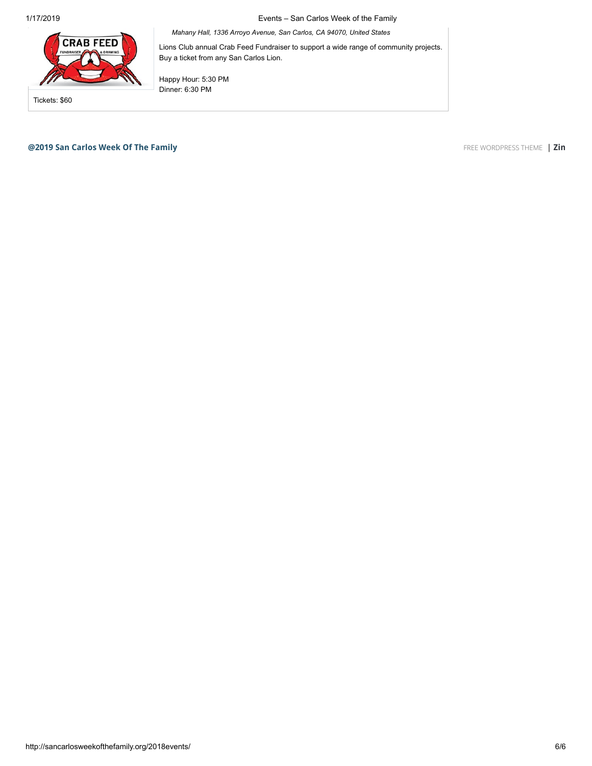*Mahany Hall, 1336 Arroyo Avenue, San Carlos, CA 94070, United States*

Lions Club annual Crab Feed Fundraiser to support a wide range of community projects. Buy a ticket from any San Carlos Lion.

Happy Hour: 5:30 PM
Dinner: 6:30 PM

Tickets: $60

**@2019 San Carlos Week Of The Family**

FREE WORDPRESS THEME | **Zin**